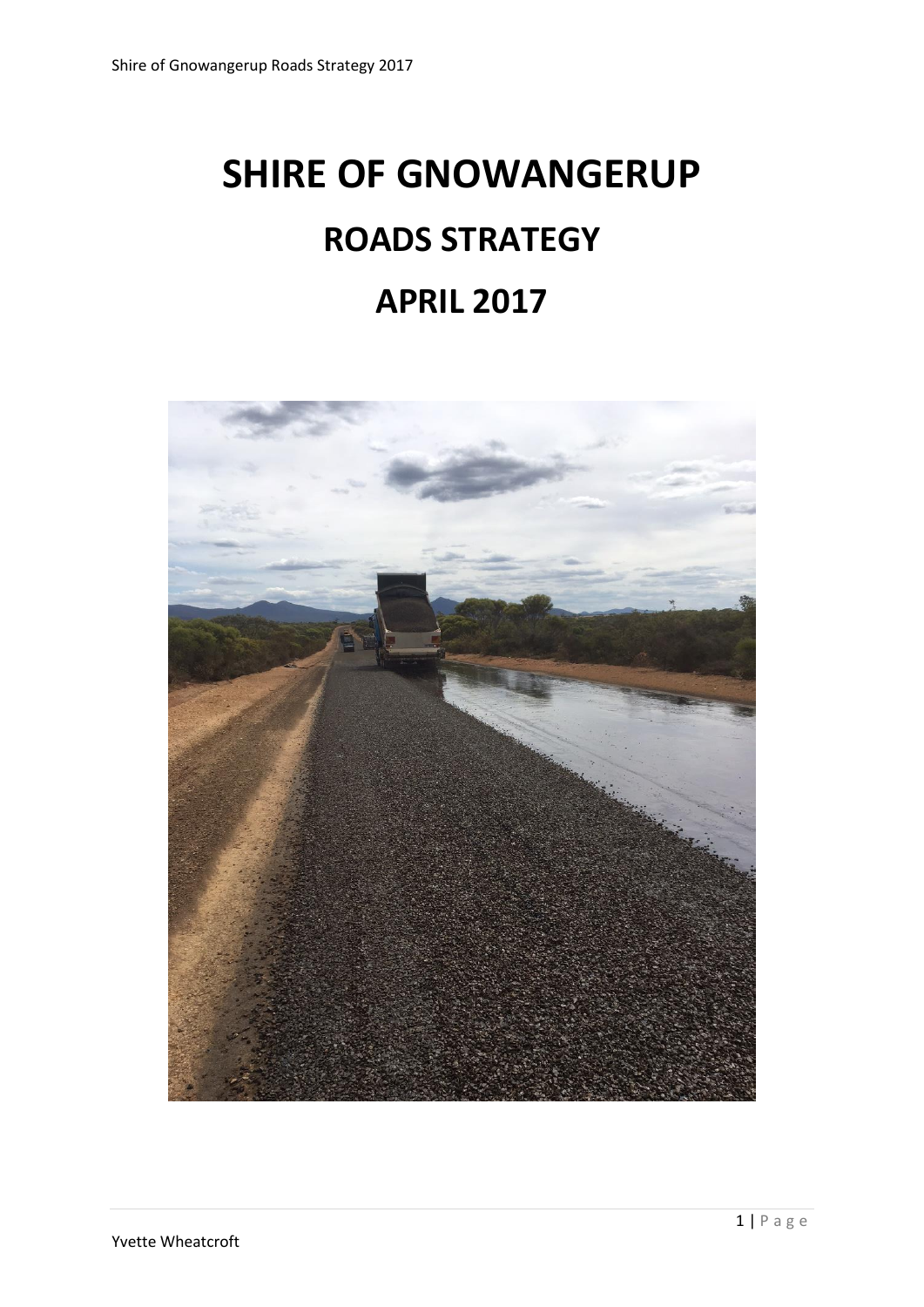# SHIRE OF GNOWANGERUP

## ROADS STRATEGY

## APRIL 2017

Yvette Wheatcroft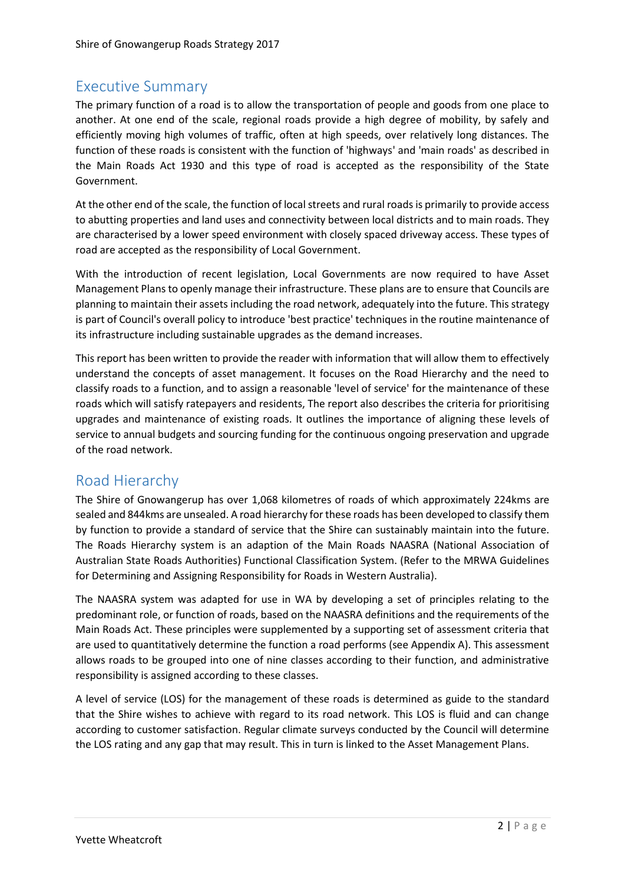## Executive Summary

The primary function of a road is to allow the transportation of people and goods from one place to another. At one end of the scale, regional roads provide a high degree of mobility, by safely and efficiently moving high volumes of traffic, often at high speeds, over relatively long distances. The function of these roads is consistent with the function of 'highways' and 'main roads' as described in the Main Roads Act 1930 and this type of road is accepted as the responsibility of the State Government.

At the other end of the scale, the function of local streets and rural roads is primarily to provide access to abutting properties and land uses and connectivity between local districts and to main roads. They are characterised by a lower speed environment with closely spaced driveway access. These types of road are accepted as the responsibility of Local Government.

With the introduction of recent legislation, Local Governments are now required to have Asset Management Plans to openly manage their infrastructure. These plans are to ensure that Councils are planning to maintain their assets including the road network, adequately into the future. This strategy is part of Council's overall policy to introduce 'best practice' techniques in the routine maintenance of its infrastructure including sustainable upgrades as the demand increases.

This report has been written to provide the reader with information that will allow them to effectively understand the concepts of asset management. It focuses on the Road Hierarchy and the need to classify roads to a function, and to assign a reasonable 'level of service' for the maintenance of these roads which will satisfy ratepayers and residents, The report also describes the criteria for prioritising upgrades and maintenance of existing roads. It outlines the importance of aligning these levels of service to annual budgets and sourcing funding for the continuous ongoing preservation and upgrade of the road network.

## Road Hierarchy

The Shire of Gnowangerup has over 1,068 kilometres of roads of which approximately 224kms are sealed and 844kms are unsealed. A road hierarchy for these roads has been developed to classify them by function to provide a standard of service that the Shire can sustainably maintain into the future. The Roads Hierarchy system is an adaption of the Main Roads NAASRA (National Association of Australian State Roads Authorities) Functional Classification System. (Refer to the MRWA Guidelines for Determining and Assigning Responsibility for Roads in Western Australia).

The NAASRA system was adapted for use in WA by developing a set of principles relating to the predominant role, or function of roads, based on the NAASRA definitions and the requirements of the Main Roads Act. These principles were supplemented by a supporting set of assessment criteria that are used to quantitatively determine the function a road performs (see Appendix A). This assessment allows roads to be grouped into one of nine classes according to their function, and administrative responsibility is assigned according to these classes.

A level of service (LOS) for the management of these roads is determined as guide to the standard that the Shire wishes to achieve with regard to its road network. This LOS is fluid and can change according to customer satisfaction. Regular climate surveys conducted by the Council will determine the LOS rating and any gap that may result. This in turn is linked to the Asset Management Plans.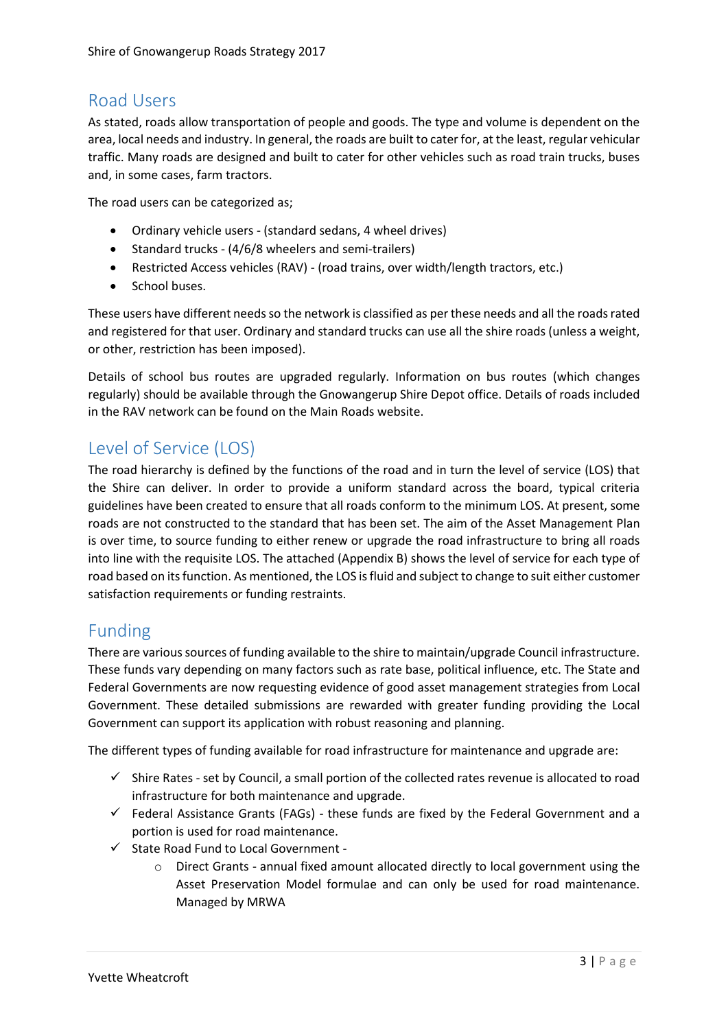## Road Users

As stated, roads allow transportation of people and goods. The type and volume is dependent on the area, local needs and industry. In general, the roads are built to cater for, at the least, regular vehicular traffic. Many roads are designed and built to cater for other vehicles such as road train trucks, buses and, in some cases, farm tractors.

The road users can be categorized as;

- Ordinary vehicle users - (standard sedans, 4 wheel drives)
- Standard trucks - (4/6/8 wheelers and semi-trailers)
- Restricted Access vehicles (RAV) - (road trains, over width/length tractors, etc.)
- School buses.

These users have different needs so the network is classified as per these needs and all the roads rated and registered for that user. Ordinary and standard trucks can use all the shire roads (unless a weight, or other, restriction has been imposed).

Details of school bus routes are upgraded regularly. Information on bus routes (which changes regularly) should be available through the Gnowangerup Shire Depot office. Details of roads included in the RAV network can be found on the Main Roads website.

## Level of Service (LOS)

The road hierarchy is defined by the functions of the road and in turn the level of service (LOS) that the Shire can deliver. In order to provide a uniform standard across the board, typical criteria guidelines have been created to ensure that all roads conform to the minimum LOS. At present, some roads are not constructed to the standard that has been set. The aim of the Asset Management Plan is over time, to source funding to either renew or upgrade the road infrastructure to bring all roads into line with the requisite LOS. The attached (Appendix B) shows the level of service for each type of road based on its function. As mentioned, the LOS is fluid and subject to change to suit either customer satisfaction requirements or funding restraints.

## Funding

There are various sources of funding available to the shire to maintain/upgrade Council infrastructure. These funds vary depending on many factors such as rate base, political influence, etc. The State and Federal Governments are now requesting evidence of good asset management strategies from Local Government. These detailed submissions are rewarded with greater funding providing the Local Government can support its application with robust reasoning and planning.

The different types of funding available for road infrastructure for maintenance and upgrade are:

- ✓ Shire Rates - set by Council, a small portion of the collected rates revenue is allocated to road infrastructure for both maintenance and upgrade.
- ✓ Federal Assistance Grants (FAGs) - these funds are fixed by the Federal Government and a portion is used for road maintenance.
- ✓ State Road Fund to Local Government -
  - Direct Grants - annual fixed amount allocated directly to local government using the Asset Preservation Model formulae and can only be used for road maintenance. Managed by MRWA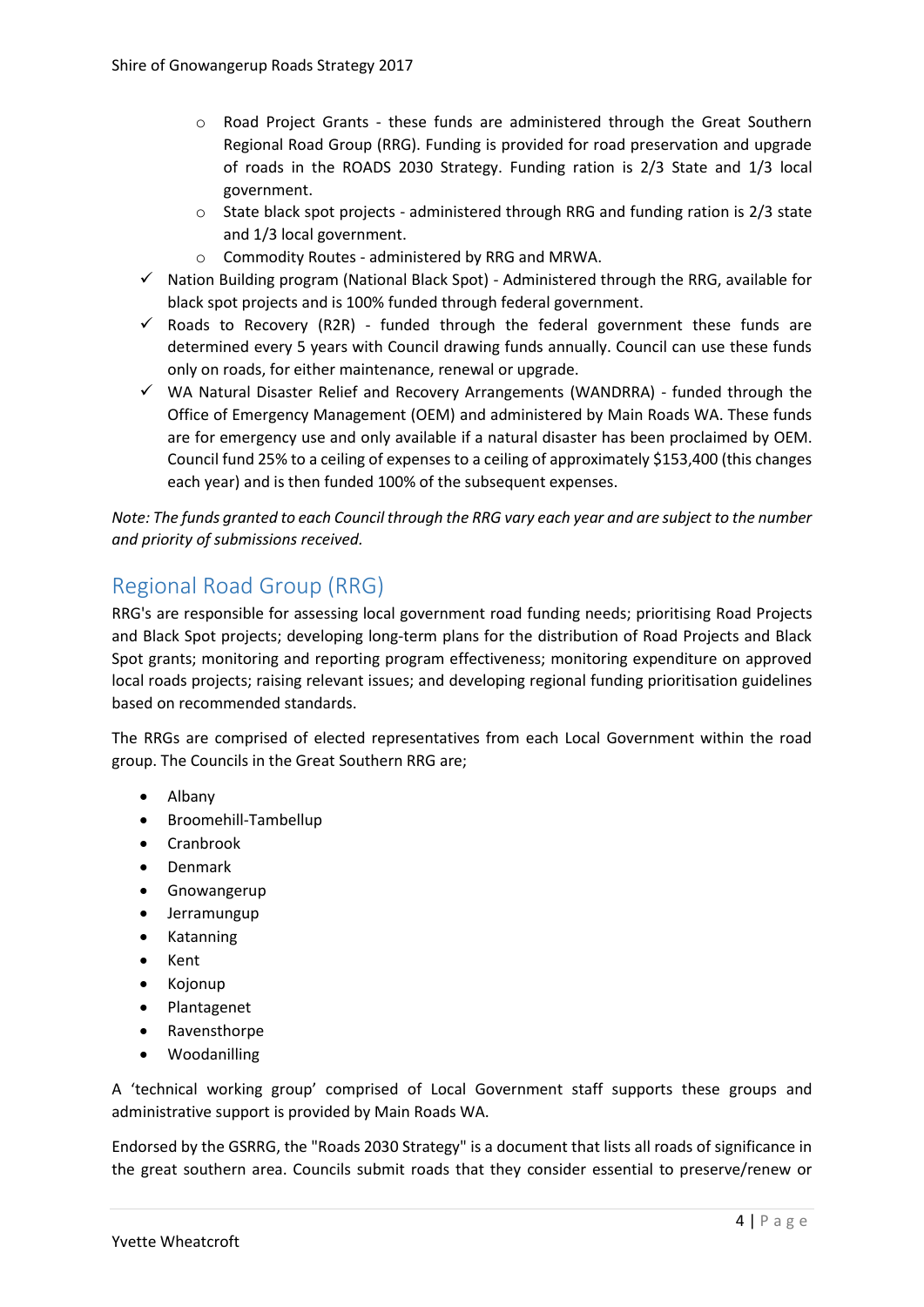- Road Project Grants - these funds are administered through the Great Southern Regional Road Group (RRG). Funding is provided for road preservation and upgrade of roads in the ROADS 2030 Strategy. Funding ration is 2/3 State and 1/3 local government.
  - State black spot projects - administered through RRG and funding ration is 2/3 state and 1/3 local government.
  - Commodity Routes - administered by RRG and MRWA.
- ✓ Nation Building program (National Black Spot) - Administered through the RRG, available for black spot projects and is 100% funded through federal government.
- ✓ Roads to Recovery (R2R) - funded through the federal government these funds are determined every 5 years with Council drawing funds annually. Council can use these funds only on roads, for either maintenance, renewal or upgrade.
- ✓ WA Natural Disaster Relief and Recovery Arrangements (WANDRRA) - funded through the Office of Emergency Management (OEM) and administered by Main Roads WA. These funds are for emergency use and only available if a natural disaster has been proclaimed by OEM. Council fund 25% to a ceiling of expenses to a ceiling of approximately $153,400 (this changes each year) and is then funded 100% of the subsequent expenses.

*Note: The funds granted to each Council through the RRG vary each year and are subject to the number and priority of submissions received.*

## Regional Road Group (RRG)

RRG's are responsible for assessing local government road funding needs; prioritising Road Projects and Black Spot projects; developing long-term plans for the distribution of Road Projects and Black Spot grants; monitoring and reporting program effectiveness; monitoring expenditure on approved local roads projects; raising relevant issues; and developing regional funding prioritisation guidelines based on recommended standards.

The RRGs are comprised of elected representatives from each Local Government within the road group. The Councils in the Great Southern RRG are;

- Albany
- Broomehill-Tambellup
- Cranbrook
- Denmark
- Gnowangerup
- Jerramungup
- Katanning
- Kent
- Kojonup
- Plantagenet
- Ravensthorpe
- Woodanilling

A 'technical working group' comprised of Local Government staff supports these groups and administrative support is provided by Main Roads WA.

Endorsed by the GSRRG, the "Roads 2030 Strategy" is a document that lists all roads of significance in the great southern area. Councils submit roads that they consider essential to preserve/renew or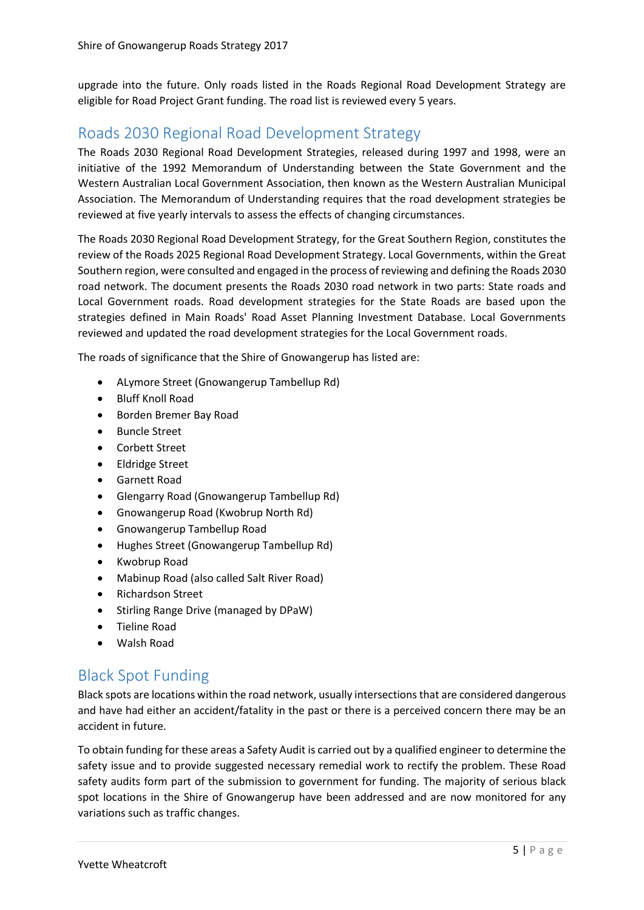upgrade into the future. Only roads listed in the Roads Regional Road Development Strategy are eligible for Road Project Grant funding. The road list is reviewed every 5 years.

## Roads 2030 Regional Road Development Strategy

The Roads 2030 Regional Road Development Strategies, released during 1997 and 1998, were an initiative of the 1992 Memorandum of Understanding between the State Government and the Western Australian Local Government Association, then known as the Western Australian Municipal Association. The Memorandum of Understanding requires that the road development strategies be reviewed at five yearly intervals to assess the effects of changing circumstances.

The Roads 2030 Regional Road Development Strategy, for the Great Southern Region, constitutes the review of the Roads 2025 Regional Road Development Strategy. Local Governments, within the Great Southern region, were consulted and engaged in the process of reviewing and defining the Roads 2030 road network. The document presents the Roads 2030 road network in two parts: State roads and Local Government roads. Road development strategies for the State Roads are based upon the strategies defined in Main Roads' Road Asset Planning Investment Database. Local Governments reviewed and updated the road development strategies for the Local Government roads.

The roads of significance that the Shire of Gnowangerup has listed are:

- ALymore Street (Gnowangerup Tambellup Rd)
- Bluff Knoll Road
- Borden Bremer Bay Road
- Buncle Street
- Corbett Street
- Eldridge Street
- Garnett Road
- Glengarry Road (Gnowangerup Tambellup Rd)
- Gnowangerup Road (Kwobrup North Rd)
- Gnowangerup Tambellup Road
- Hughes Street (Gnowangerup Tambellup Rd)
- Kwobrup Road
- Mabinup Road (also called Salt River Road)
- Richardson Street
- Stirling Range Drive (managed by DPaW)
- Tieline Road
- Walsh Road

## Black Spot Funding

Black spots are locations within the road network, usually intersections that are considered dangerous and have had either an accident/fatality in the past or there is a perceived concern there may be an accident in future.

To obtain funding for these areas a Safety Audit is carried out by a qualified engineer to determine the safety issue and to provide suggested necessary remedial work to rectify the problem. These Road safety audits form part of the submission to government for funding. The majority of serious black spot locations in the Shire of Gnowangerup have been addressed and are now monitored for any variations such as traffic changes.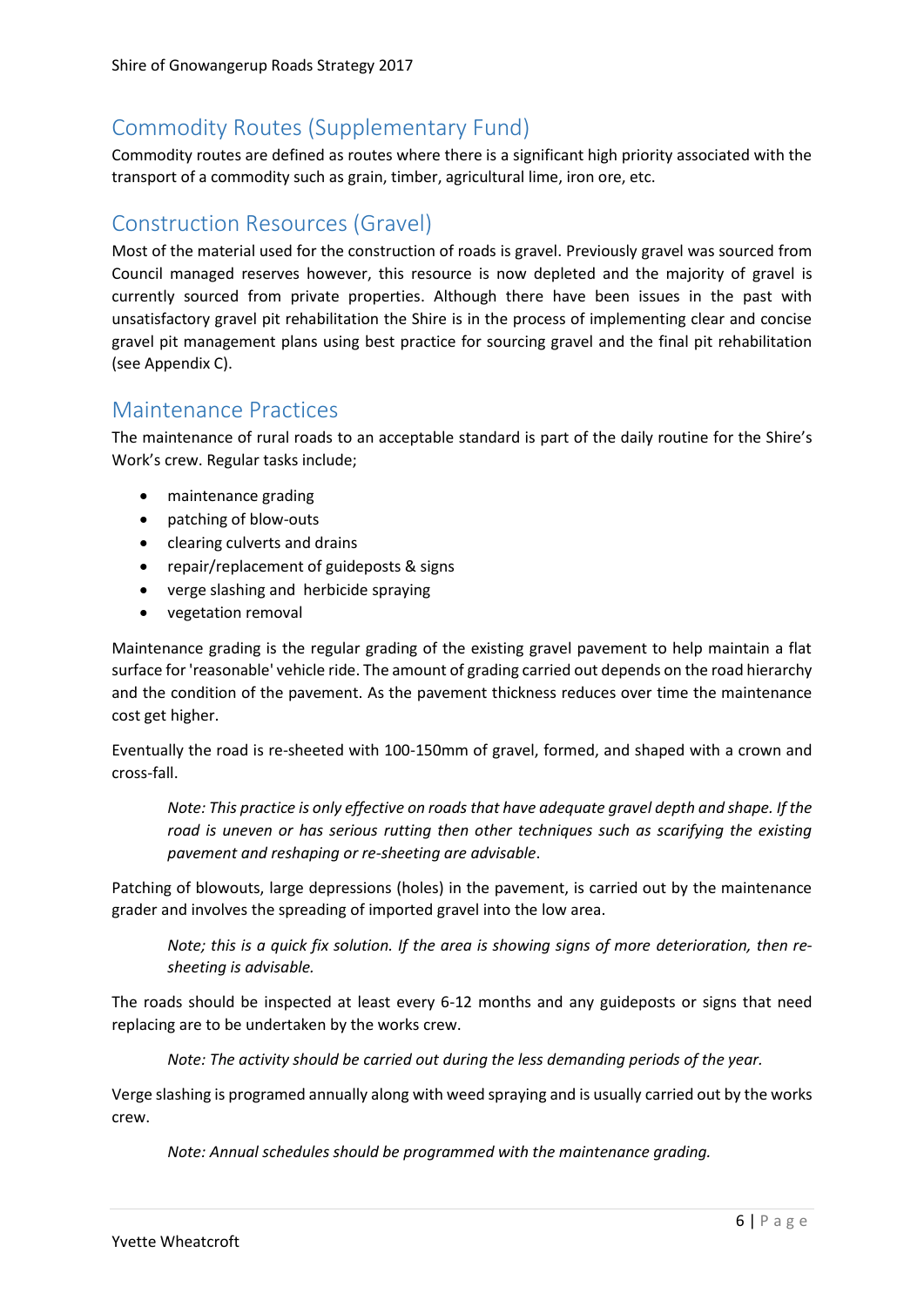## Commodity Routes (Supplementary Fund)

Commodity routes are defined as routes where there is a significant high priority associated with the transport of a commodity such as grain, timber, agricultural lime, iron ore, etc.

## Construction Resources (Gravel)

Most of the material used for the construction of roads is gravel. Previously gravel was sourced from Council managed reserves however, this resource is now depleted and the majority of gravel is currently sourced from private properties. Although there have been issues in the past with unsatisfactory gravel pit rehabilitation the Shire is in the process of implementing clear and concise gravel pit management plans using best practice for sourcing gravel and the final pit rehabilitation (see Appendix C).

## Maintenance Practices

The maintenance of rural roads to an acceptable standard is part of the daily routine for the Shire's Work's crew. Regular tasks include;

- maintenance grading
- patching of blow-outs
- clearing culverts and drains
- repair/replacement of guideposts & signs
- verge slashing and herbicide spraying
- vegetation removal

Maintenance grading is the regular grading of the existing gravel pavement to help maintain a flat surface for 'reasonable' vehicle ride. The amount of grading carried out depends on the road hierarchy and the condition of the pavement. As the pavement thickness reduces over time the maintenance cost get higher.

Eventually the road is re-sheeted with 100-150mm of gravel, formed, and shaped with a crown and cross-fall.

> *Note: This practice is only effective on roads that have adequate gravel depth and shape. If the road is uneven or has serious rutting then other techniques such as scarifying the existing pavement and reshaping or re-sheeting are advisable.*

Patching of blowouts, large depressions (holes) in the pavement, is carried out by the maintenance grader and involves the spreading of imported gravel into the low area.

> *Note; this is a quick fix solution. If the area is showing signs of more deterioration, then re-sheeting is advisable.*

The roads should be inspected at least every 6-12 months and any guideposts or signs that need replacing are to be undertaken by the works crew.

> *Note: The activity should be carried out during the less demanding periods of the year.*

Verge slashing is programed annually along with weed spraying and is usually carried out by the works crew.

> *Note: Annual schedules should be programmed with the maintenance grading.*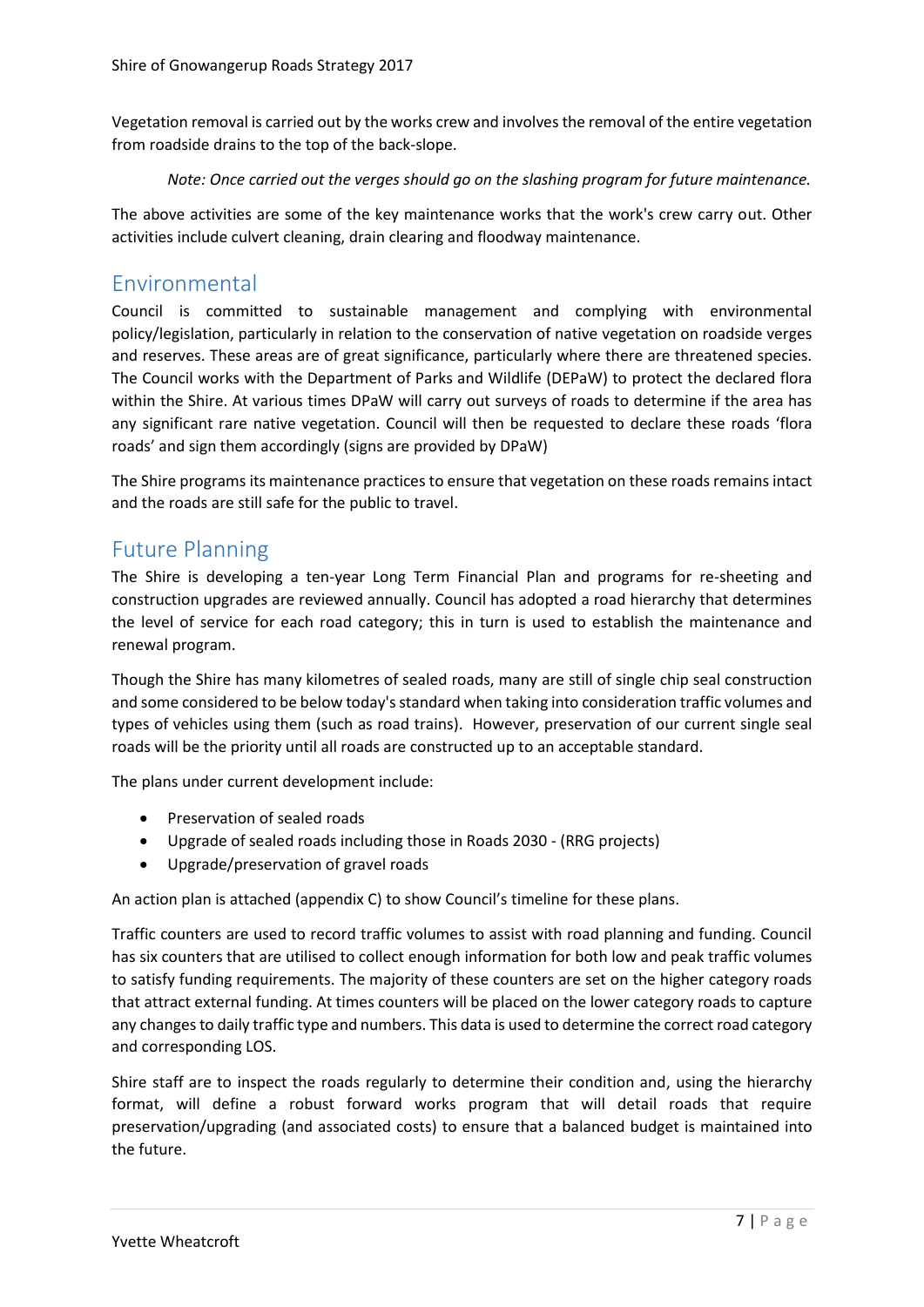Vegetation removal is carried out by the works crew and involves the removal of the entire vegetation from roadside drains to the top of the back-slope.

*Note: Once carried out the verges should go on the slashing program for future maintenance.*

The above activities are some of the key maintenance works that the work's crew carry out. Other activities include culvert cleaning, drain clearing and floodway maintenance.

## Environmental

Council is committed to sustainable management and complying with environmental policy/legislation, particularly in relation to the conservation of native vegetation on roadside verges and reserves. These areas are of great significance, particularly where there are threatened species. The Council works with the Department of Parks and Wildlife (DEPaW) to protect the declared flora within the Shire. At various times DPaW will carry out surveys of roads to determine if the area has any significant rare native vegetation. Council will then be requested to declare these roads 'flora roads' and sign them accordingly (signs are provided by DPaW)

The Shire programs its maintenance practices to ensure that vegetation on these roads remains intact and the roads are still safe for the public to travel.

## Future Planning

The Shire is developing a ten-year Long Term Financial Plan and programs for re-sheeting and construction upgrades are reviewed annually. Council has adopted a road hierarchy that determines the level of service for each road category; this in turn is used to establish the maintenance and renewal program.

Though the Shire has many kilometres of sealed roads, many are still of single chip seal construction and some considered to be below today's standard when taking into consideration traffic volumes and types of vehicles using them (such as road trains). However, preservation of our current single seal roads will be the priority until all roads are constructed up to an acceptable standard.

The plans under current development include:

- Preservation of sealed roads
- Upgrade of sealed roads including those in Roads 2030 - (RRG projects)
- Upgrade/preservation of gravel roads

An action plan is attached (appendix C) to show Council's timeline for these plans.

Traffic counters are used to record traffic volumes to assist with road planning and funding. Council has six counters that are utilised to collect enough information for both low and peak traffic volumes to satisfy funding requirements. The majority of these counters are set on the higher category roads that attract external funding. At times counters will be placed on the lower category roads to capture any changes to daily traffic type and numbers. This data is used to determine the correct road category and corresponding LOS.

Shire staff are to inspect the roads regularly to determine their condition and, using the hierarchy format, will define a robust forward works program that will detail roads that require preservation/upgrading (and associated costs) to ensure that a balanced budget is maintained into the future.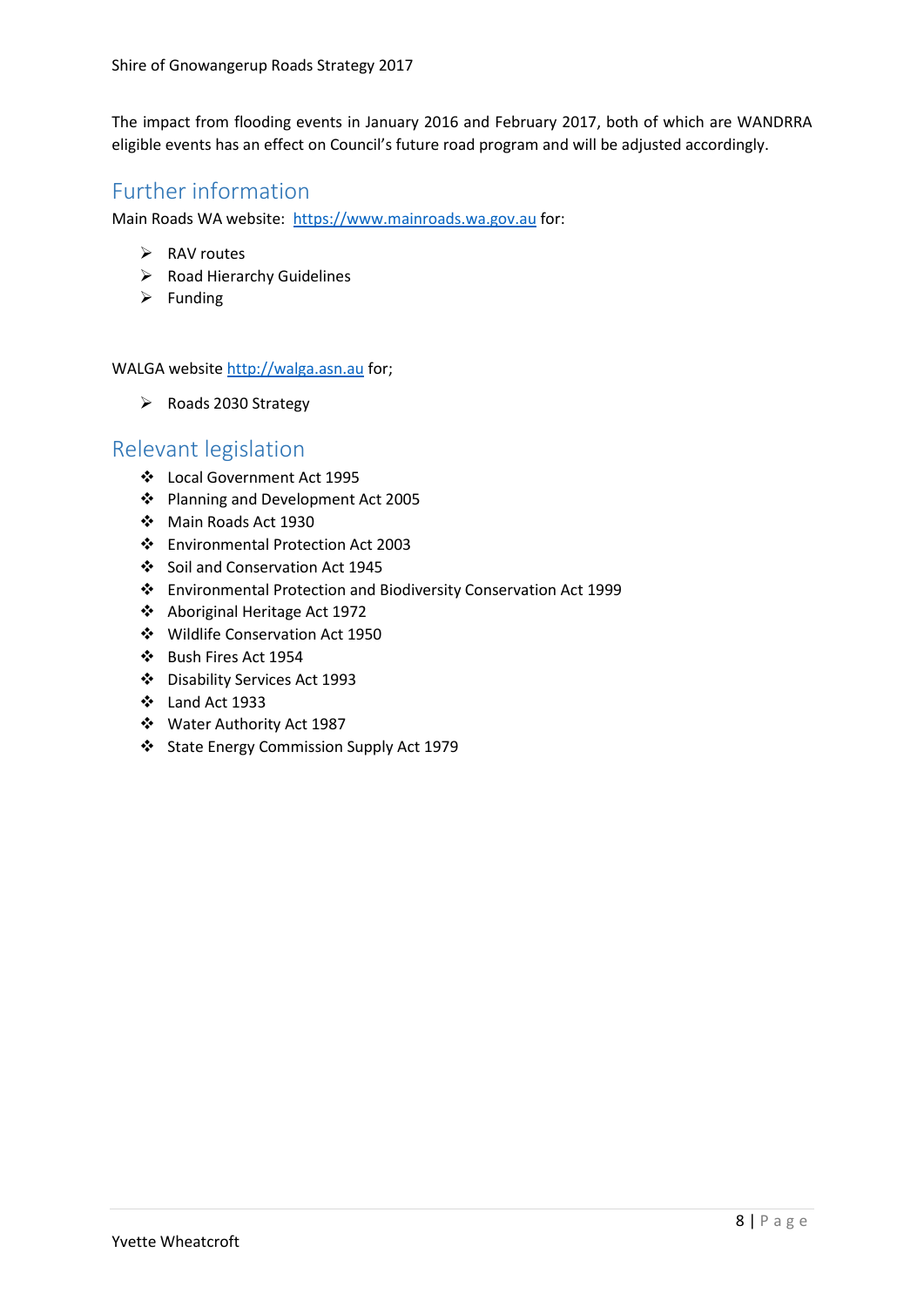The impact from flooding events in January 2016 and February 2017, both of which are WANDRRA eligible events has an effect on Council's future road program and will be adjusted accordingly.

## Further information

Main Roads WA website: https://www.mainroads.wa.gov.au for:

- RAV routes
- Road Hierarchy Guidelines
- Funding

WALGA website http://walga.asn.au for;

- Roads 2030 Strategy

## Relevant legislation

- Local Government Act 1995
- Planning and Development Act 2005
- Main Roads Act 1930
- Environmental Protection Act 2003
- Soil and Conservation Act 1945
- Environmental Protection and Biodiversity Conservation Act 1999
- Aboriginal Heritage Act 1972
- Wildlife Conservation Act 1950
- Bush Fires Act 1954
- Disability Services Act 1993
- Land Act 1933
- Water Authority Act 1987
- State Energy Commission Supply Act 1979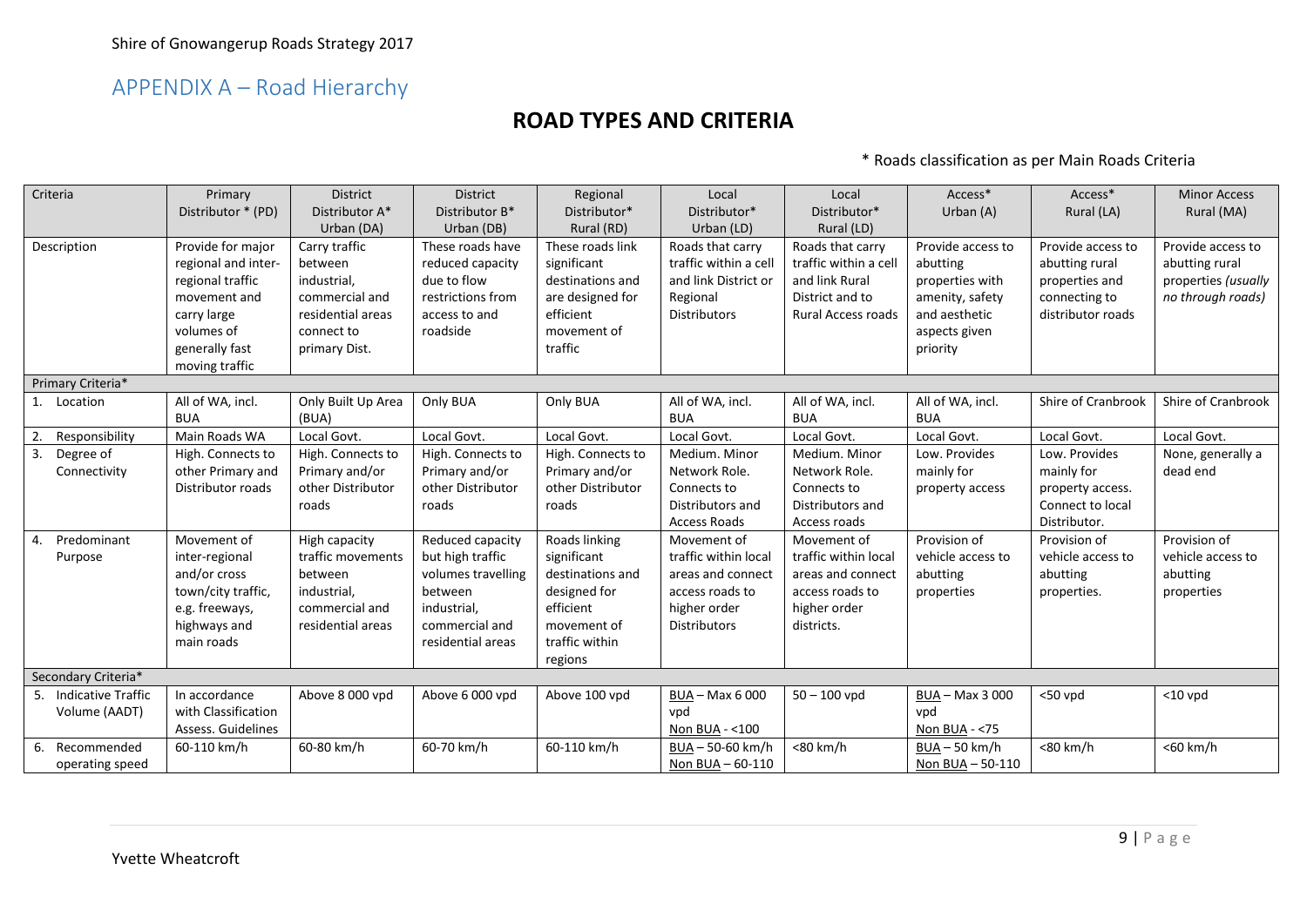## APPENDIX A – Road Hierarchy

# ROAD TYPES AND CRITERIA

\* Roads classification as per Main Roads Criteria

| Criteria | Primary Distributor * (PD) | District Distributor A* Urban (DA) | District Distributor B* Urban (DB) | Regional Distributor* Rural (RD) | Local Distributor* Urban (LD) | Local Distributor* Rural (LD) | Access* Urban (A) | Access* Rural (LA) | Minor Access Rural (MA) |
|---|---|---|---|---|---|---|---|---|---|
| Description | Provide for major regional and inter-regional traffic movement and carry large volumes of generally fast moving traffic | Carry traffic between industrial, commercial and residential areas connect to primary Dist. | These roads have reduced capacity due to flow restrictions from access to and roadside | These roads link significant destinations and are designed for efficient movement of traffic | Roads that carry traffic within a cell and link District or Regional Distributors | Roads that carry traffic within a cell and link Rural District and to Rural Access roads | Provide access to abutting properties with amenity, safety and aesthetic aspects given priority | Provide access to abutting rural properties and connecting to distributor roads | Provide access to abutting rural properties *(usually no through roads)* |
| Primary Criteria* | | | | | | | | | |
| 1. Location | All of WA, incl. BUA | Only Built Up Area (BUA) | Only BUA | Only BUA | All of WA, incl. BUA | All of WA, incl. BUA | All of WA, incl. BUA | Shire of Cranbrook | Shire of Cranbrook |
| 2. Responsibility | Main Roads WA | Local Govt. | Local Govt. | Local Govt. | Local Govt. | Local Govt. | Local Govt. | Local Govt. | Local Govt. |
| 3. Degree of Connectivity | High. Connects to other Primary and Distributor roads | High. Connects to Primary and/or other Distributor roads | High. Connects to Primary and/or other Distributor roads | High. Connects to Primary and/or other Distributor roads | Medium. Minor Network Role. Connects to Distributors and Access Roads | Medium. Minor Network Role. Connects to Distributors and Access roads | Low. Provides mainly for property access | Low. Provides mainly for property access. Connect to local Distributor. | None, generally a dead end |
| 4. Predominant Purpose | Movement of inter-regional and/or cross town/city traffic, e.g. freeways, highways and main roads | High capacity traffic movements between industrial, commercial and residential areas | Reduced capacity but high traffic volumes travelling between industrial, commercial and residential areas | Roads linking significant destinations and designed for efficient movement of traffic within regions | Movement of traffic within local areas and connect access roads to higher order Distributors | Movement of traffic within local areas and connect access roads to higher order districts. | Provision of vehicle access to abutting properties | Provision of vehicle access to abutting properties. | Provision of vehicle access to abutting properties |
| Secondary Criteria* | | | | | | | | | |
| 5. Indicative Traffic Volume (AADT) | In accordance with Classification Assess. Guidelines | Above 8 000 vpd | Above 6 000 vpd | Above 100 vpd | BUA – Max 6 000 vpd<br>Non BUA - <100 | 50 – 100 vpd | BUA – Max 3 000 vpd<br>Non BUA - <75 | <50 vpd | <10 vpd |
| 6. Recommended operating speed | 60-110 km/h | 60-80 km/h | 60-70 km/h | 60-110 km/h | BUA – 50-60 km/h<br>Non BUA – 60-110 | <80 km/h | BUA – 50 km/h<br>Non BUA – 50-110 | <80 km/h | <60 km/h |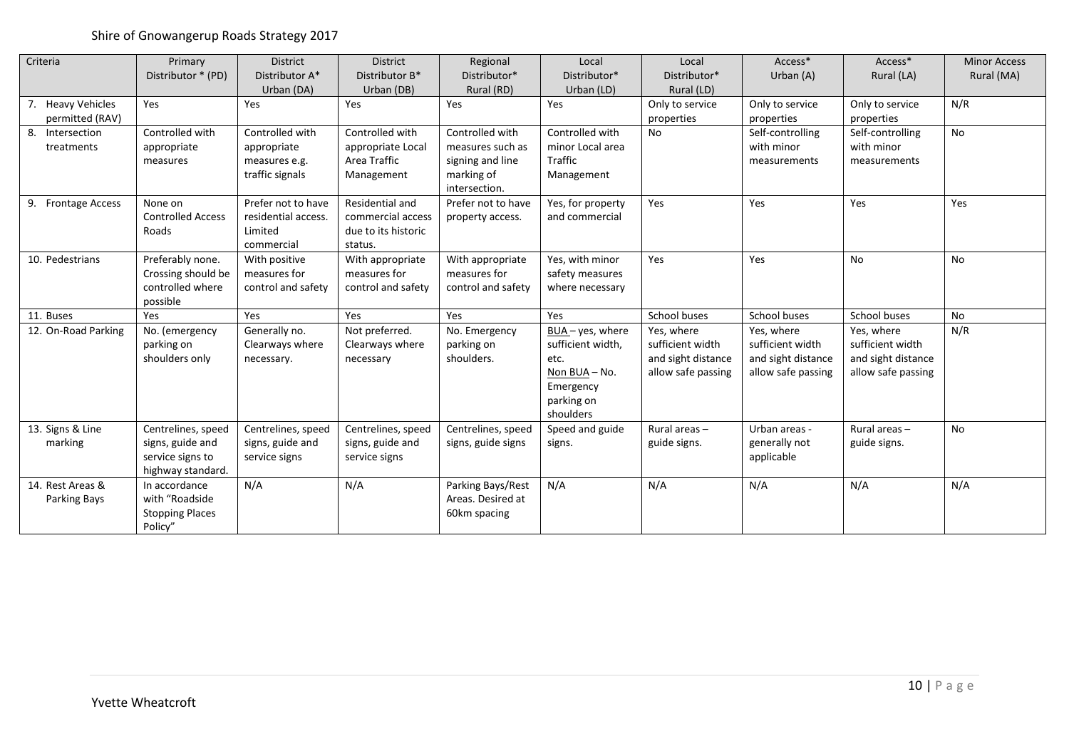| Criteria | Primary Distributor * (PD) | District Distributor A* Urban (DA) | District Distributor B* Urban (DB) | Regional Distributor* Rural (RD) | Local Distributor* Urban (LD) | Local Distributor* Rural (LD) | Access* Urban (A) | Access* Rural (LA) | Minor Access Rural (MA) |
|---|---|---|---|---|---|---|---|---|---|
| 7. Heavy Vehicles permitted (RAV) | Yes | Yes | Yes | Yes | Yes | Only to service properties | Only to service properties | Only to service properties | N/R |
| 8. Intersection treatments | Controlled with appropriate measures | Controlled with appropriate measures e.g. traffic signals | Controlled with appropriate Local Area Traffic Management | Controlled with measures such as signing and line marking of intersection. | Controlled with minor Local area Traffic Management | No | Self-controlling with minor measurements | Self-controlling with minor measurements | No |
| 9. Frontage Access | None on Controlled Access Roads | Prefer not to have residential access. Limited commercial | Residential and commercial access due to its historic status. | Prefer not to have property access. | Yes, for property and commercial | Yes | Yes | Yes | Yes |
| 10. Pedestrians | Preferably none. Crossing should be controlled where possible | With positive measures for control and safety | With appropriate measures for control and safety | With appropriate measures for control and safety | Yes, with minor safety measures where necessary | Yes | Yes | No | No |
| 11. Buses | Yes | Yes | Yes | Yes | Yes | School buses | School buses | School buses | No |
| 12. On-Road Parking | No. (emergency parking on shoulders only | Generally no. Clearways where necessary. | Not preferred. Clearways where necessary | No. Emergency parking on shoulders. | BUA – yes, where sufficient width, etc. Non BUA – No. Emergency parking on shoulders | Yes, where sufficient width and sight distance allow safe passing | Yes, where sufficient width and sight distance allow safe passing | Yes, where sufficient width and sight distance allow safe passing | N/R |
| 13. Signs & Line marking | Centrelines, speed signs, guide and service signs to highway standard. | Centrelines, speed signs, guide and service signs | Centrelines, speed signs, guide and service signs | Centrelines, speed signs, guide signs | Speed and guide signs. | Rural areas – guide signs. | Urban areas - generally not applicable | Rural areas – guide signs. | No |
| 14. Rest Areas & Parking Bays | In accordance with "Roadside Stopping Places Policy" | N/A | N/A | Parking Bays/Rest Areas. Desired at 60km spacing | N/A | N/A | N/A | N/A | N/A |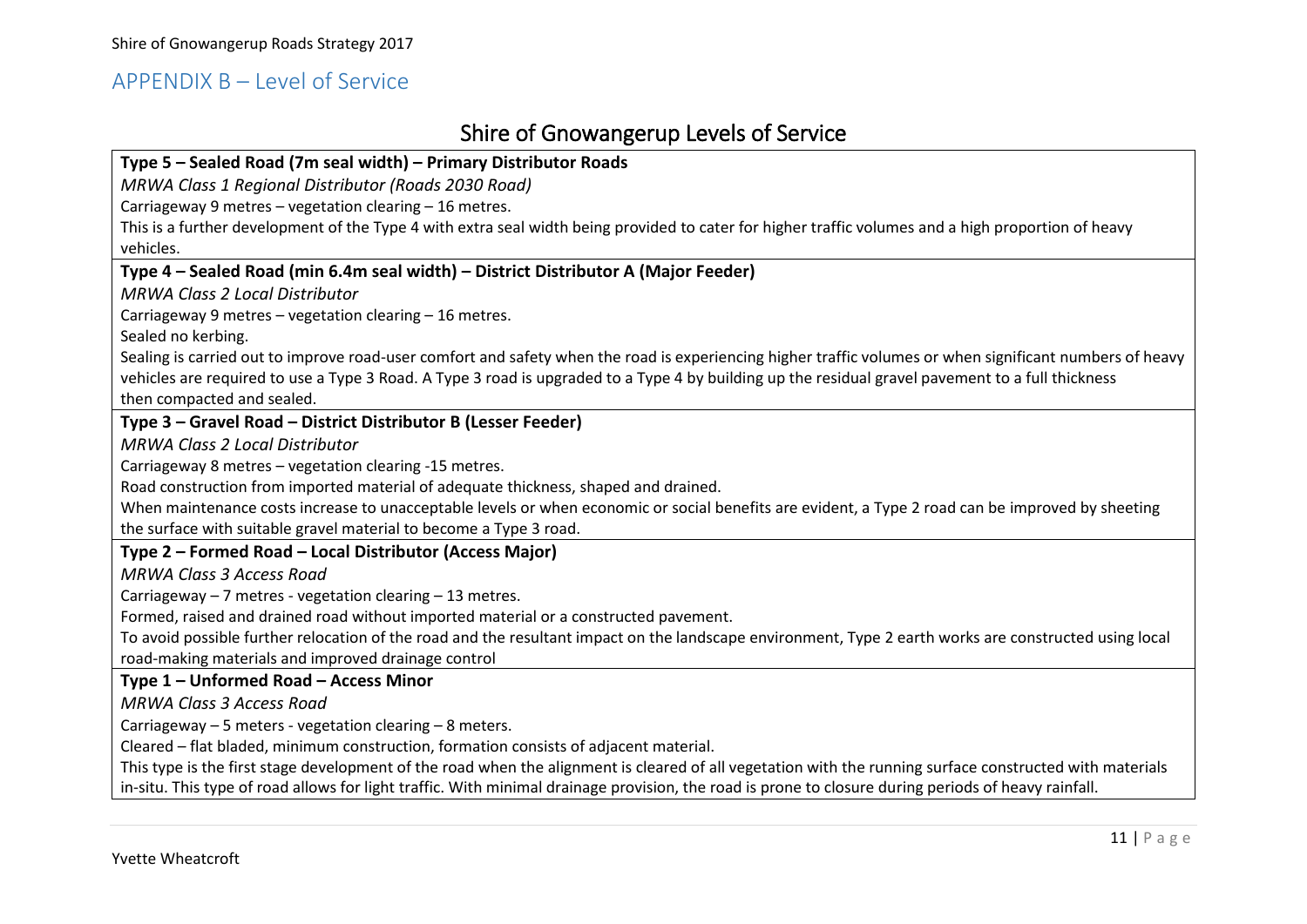## APPENDIX B – Level of Service

### Shire of Gnowangerup Levels of Service

**Type 5 – Sealed Road (7m seal width) – Primary Distributor Roads**

*MRWA Class 1 Regional Distributor (Roads 2030 Road)*

Carriageway 9 metres – vegetation clearing – 16 metres.

This is a further development of the Type 4 with extra seal width being provided to cater for higher traffic volumes and a high proportion of heavy vehicles.

**Type 4 – Sealed Road (min 6.4m seal width) – District Distributor A (Major Feeder)**

*MRWA Class 2 Local Distributor*

Carriageway 9 metres – vegetation clearing – 16 metres.

Sealed no kerbing.

Sealing is carried out to improve road-user comfort and safety when the road is experiencing higher traffic volumes or when significant numbers of heavy vehicles are required to use a Type 3 Road. A Type 3 road is upgraded to a Type 4 by building up the residual gravel pavement to a full thickness then compacted and sealed.

**Type 3 – Gravel Road – District Distributor B (Lesser Feeder)**

*MRWA Class 2 Local Distributor*

Carriageway 8 metres – vegetation clearing -15 metres.

Road construction from imported material of adequate thickness, shaped and drained.

When maintenance costs increase to unacceptable levels or when economic or social benefits are evident, a Type 2 road can be improved by sheeting the surface with suitable gravel material to become a Type 3 road.

**Type 2 – Formed Road – Local Distributor (Access Major)**

*MRWA Class 3 Access Road*

Carriageway – 7 metres - vegetation clearing – 13 metres.

Formed, raised and drained road without imported material or a constructed pavement.

To avoid possible further relocation of the road and the resultant impact on the landscape environment, Type 2 earth works are constructed using local road-making materials and improved drainage control

**Type 1 – Unformed Road – Access Minor**

*MRWA Class 3 Access Road*

Carriageway – 5 meters - vegetation clearing – 8 meters.

Cleared – flat bladed, minimum construction, formation consists of adjacent material.

This type is the first stage development of the road when the alignment is cleared of all vegetation with the running surface constructed with materials in-situ. This type of road allows for light traffic. With minimal drainage provision, the road is prone to closure during periods of heavy rainfall.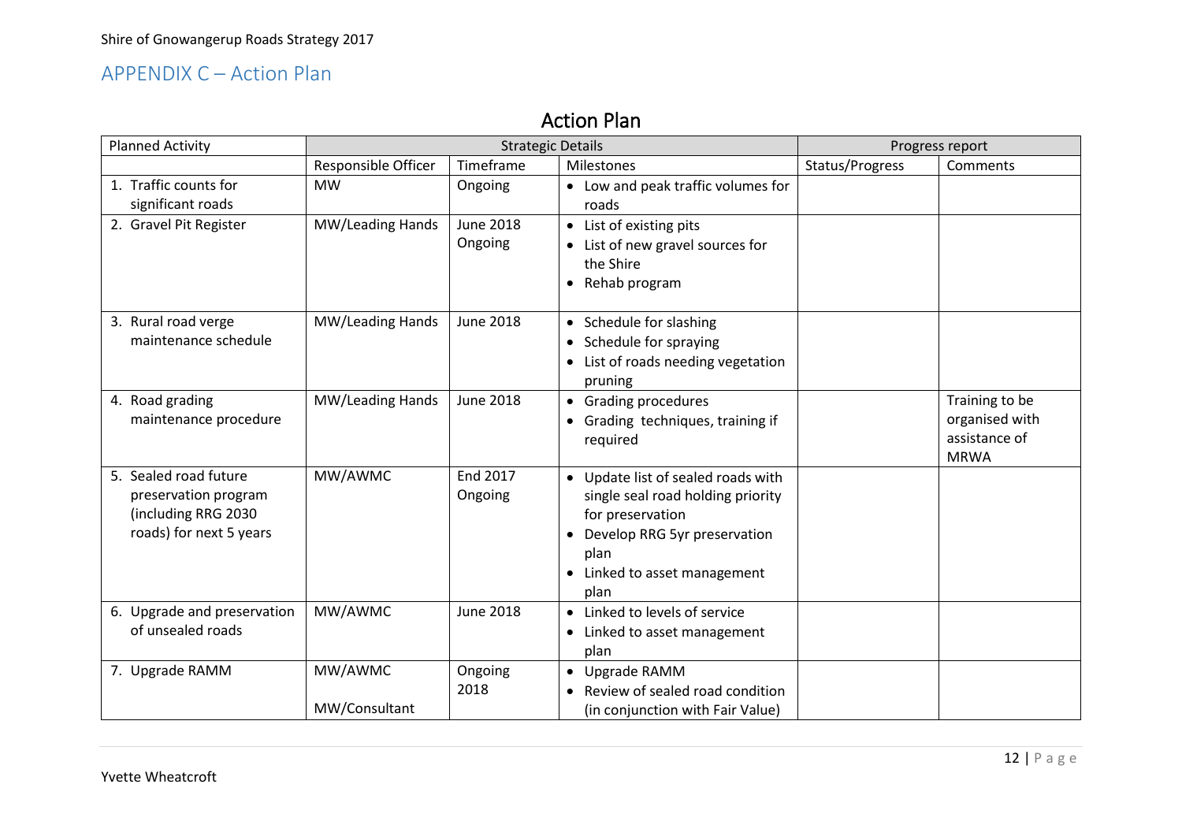## APPENDIX C – Action Plan

### Action Plan

| Planned Activity | Strategic Details | | | Progress report | |
|---|---|---|---|---|---|
| | Responsible Officer | Timeframe | Milestones | Status/Progress | Comments |
| 1. Traffic counts for significant roads | MW | Ongoing | • Low and peak traffic volumes for roads | | |
| 2. Gravel Pit Register | MW/Leading Hands | June 2018 Ongoing | • List of existing pits<br>• List of new gravel sources for the Shire<br>• Rehab program | | |
| 3. Rural road verge maintenance schedule | MW/Leading Hands | June 2018 | • Schedule for slashing<br>• Schedule for spraying<br>• List of roads needing vegetation pruning | | |
| 4. Road grading maintenance procedure | MW/Leading Hands | June 2018 | • Grading procedures<br>• Grading techniques, training if required | | Training to be organised with assistance of MRWA |
| 5. Sealed road future preservation program (including RRG 2030 roads) for next 5 years | MW/AWMC | End 2017 Ongoing | • Update list of sealed roads with single seal road holding priority for preservation<br>• Develop RRG 5yr preservation plan<br>• Linked to asset management plan | | |
| 6. Upgrade and preservation of unsealed roads | MW/AWMC | June 2018 | • Linked to levels of service<br>• Linked to asset management plan | | |
| 7. Upgrade RAMM | MW/AWMC<br><br>MW/Consultant | Ongoing 2018 | • Upgrade RAMM<br>• Review of sealed road condition (in conjunction with Fair Value) | | |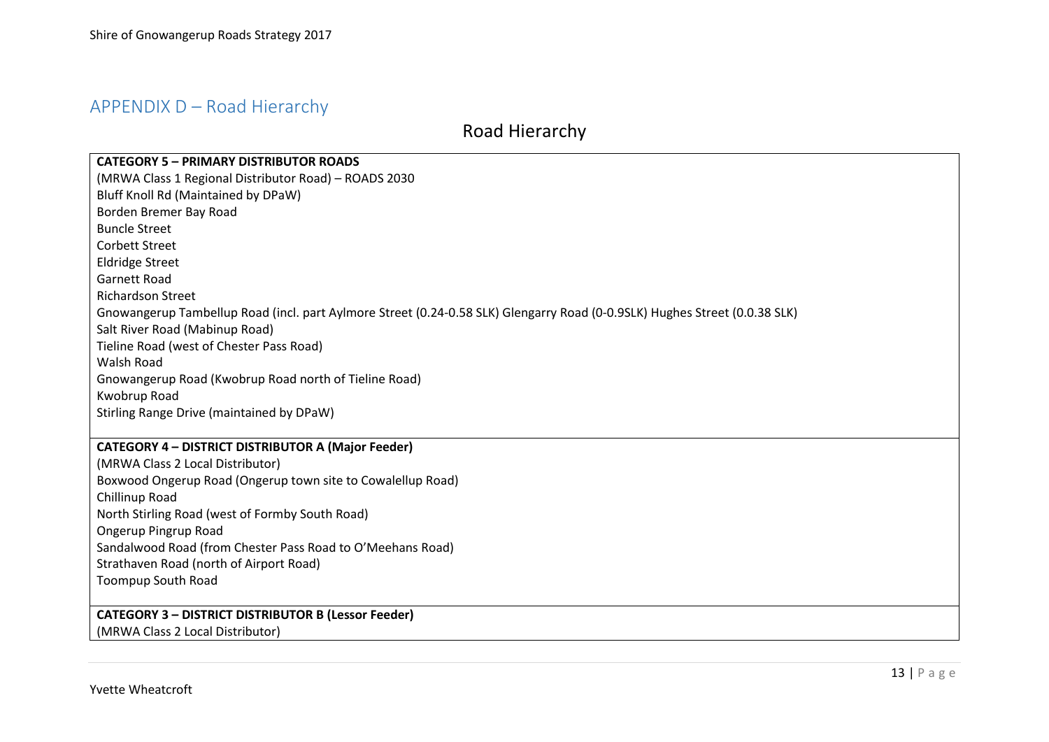## APPENDIX D – Road Hierarchy

# Road Hierarchy

**CATEGORY 5 – PRIMARY DISTRIBUTOR ROADS**
(MRWA Class 1 Regional Distributor Road) – ROADS 2030
Bluff Knoll Rd (Maintained by DPaW)
Borden Bremer Bay Road
Buncle Street
Corbett Street
Eldridge Street
Garnett Road
Richardson Street
Gnowangerup Tambellup Road (incl. part Aylmore Street (0.24-0.58 SLK) Glengarry Road (0-0.9SLK) Hughes Street (0.0.38 SLK)
Salt River Road (Mabinup Road)
Tieline Road (west of Chester Pass Road)
Walsh Road
Gnowangerup Road (Kwobrup Road north of Tieline Road)
Kwobrup Road
Stirling Range Drive (maintained by DPaW)

**CATEGORY 4 – DISTRICT DISTRIBUTOR A (Major Feeder)**
(MRWA Class 2 Local Distributor)
Boxwood Ongerup Road (Ongerup town site to Cowalellup Road)
Chillinup Road
North Stirling Road (west of Formby South Road)
Ongerup Pingrup Road
Sandalwood Road (from Chester Pass Road to O'Meehans Road)
Strathaven Road (north of Airport Road)
Toompup South Road

**CATEGORY 3 – DISTRICT DISTRIBUTOR B (Lessor Feeder)**
(MRWA Class 2 Local Distributor)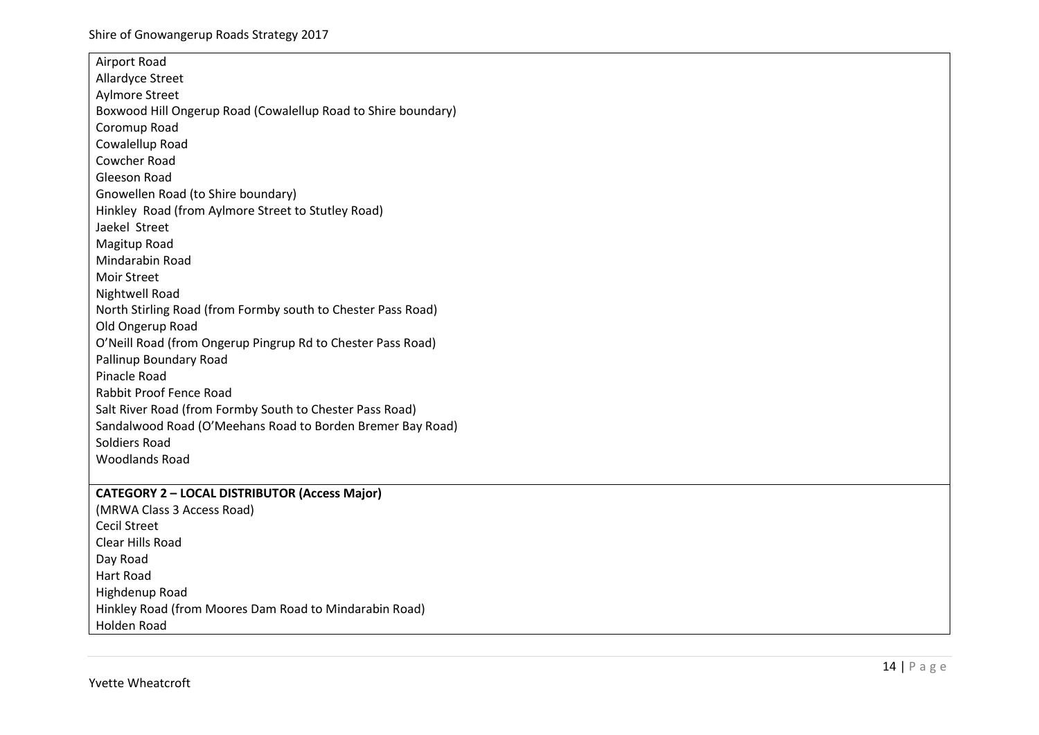| |
|---|
| Airport Road<br>Allardyce Street<br>Aylmore Street<br>Boxwood Hill Ongerup Road (Cowalellup Road to Shire boundary)<br>Coromup Road<br>Cowalellup Road<br>Cowcher Road<br>Gleeson Road<br>Gnowellen Road (to Shire boundary)<br>Hinkley  Road (from Aylmore Street to Stutley Road)<br>Jaekel  Street<br>Magitup Road<br>Mindarabin Road<br>Moir Street<br>Nightwell Road<br>North Stirling Road (from Formby south to Chester Pass Road)<br>Old Ongerup Road<br>O'Neill Road (from Ongerup Pingrup Rd to Chester Pass Road)<br>Pallinup Boundary Road<br>Pinacle Road<br>Rabbit Proof Fence Road<br>Salt River Road (from Formby South to Chester Pass Road)<br>Sandalwood Road (O'Meehans Road to Borden Bremer Bay Road)<br>Soldiers Road<br>Woodlands Road |
| **CATEGORY 2 – LOCAL DISTRIBUTOR (Access Major)**<br>(MRWA Class 3 Access Road)<br>Cecil Street<br>Clear Hills Road<br>Day Road<br>Hart Road<br>Highdenup Road<br>Hinkley Road (from Moores Dam Road to Mindarabin Road)<br>Holden Road |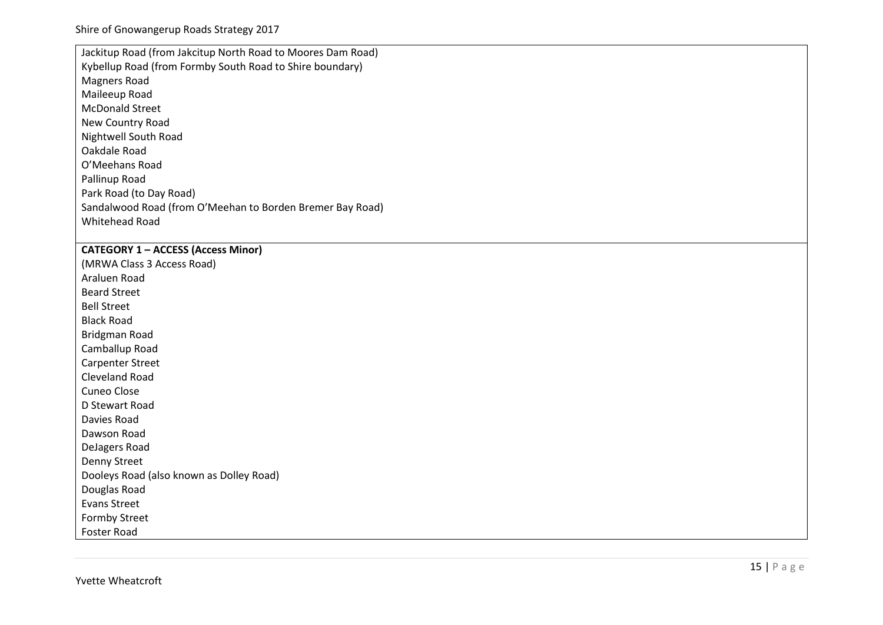Jackitup Road (from Jakcitup North Road to Moores Dam Road)
Kybellup Road (from Formby South Road to Shire boundary)
Magners Road
Maileeup Road
McDonald Street
New Country Road
Nightwell South Road
Oakdale Road
O'Meehans Road
Pallinup Road
Park Road (to Day Road)
Sandalwood Road (from O'Meehan to Borden Bremer Bay Road)
Whitehead Road

**CATEGORY 1 – ACCESS (Access Minor)**
(MRWA Class 3 Access Road)
Araluen Road
Beard Street
Bell Street
Black Road
Bridgman Road
Camballup Road
Carpenter Street
Cleveland Road
Cuneo Close
D Stewart Road
Davies Road
Dawson Road
DeJagers Road
Denny Street
Dooleys Road (also known as Dolley Road)
Douglas Road
Evans Street
Formby Street
Foster Road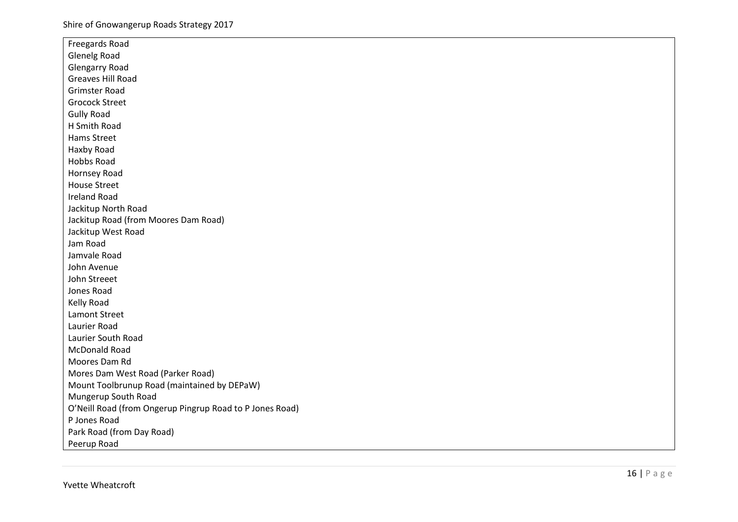| Freegards Road |
| --- |
| Glenelg Road |
| Glengarry Road |
| Greaves Hill Road |
| Grimster Road |
| Grocock Street |
| Gully Road |
| H Smith Road |
| Hams Street |
| Haxby Road |
| Hobbs Road |
| Hornsey Road |
| House Street |
| Ireland Road |
| Jackitup North Road |
| Jackitup Road (from Moores Dam Road) |
| Jackitup West Road |
| Jam Road |
| Jamvale Road |
| John Avenue |
| John Streeet |
| Jones Road |
| Kelly Road |
| Lamont Street |
| Laurier Road |
| Laurier South Road |
| McDonald Road |
| Moores Dam Rd |
| Mores Dam West Road (Parker Road) |
| Mount Toolbrunup Road (maintained by DEPaW) |
| Mungerup South Road |
| O'Neill Road (from Ongerup Pingrup Road to P Jones Road) |
| P Jones Road |
| Park Road (from Day Road) |
| Peerup Road |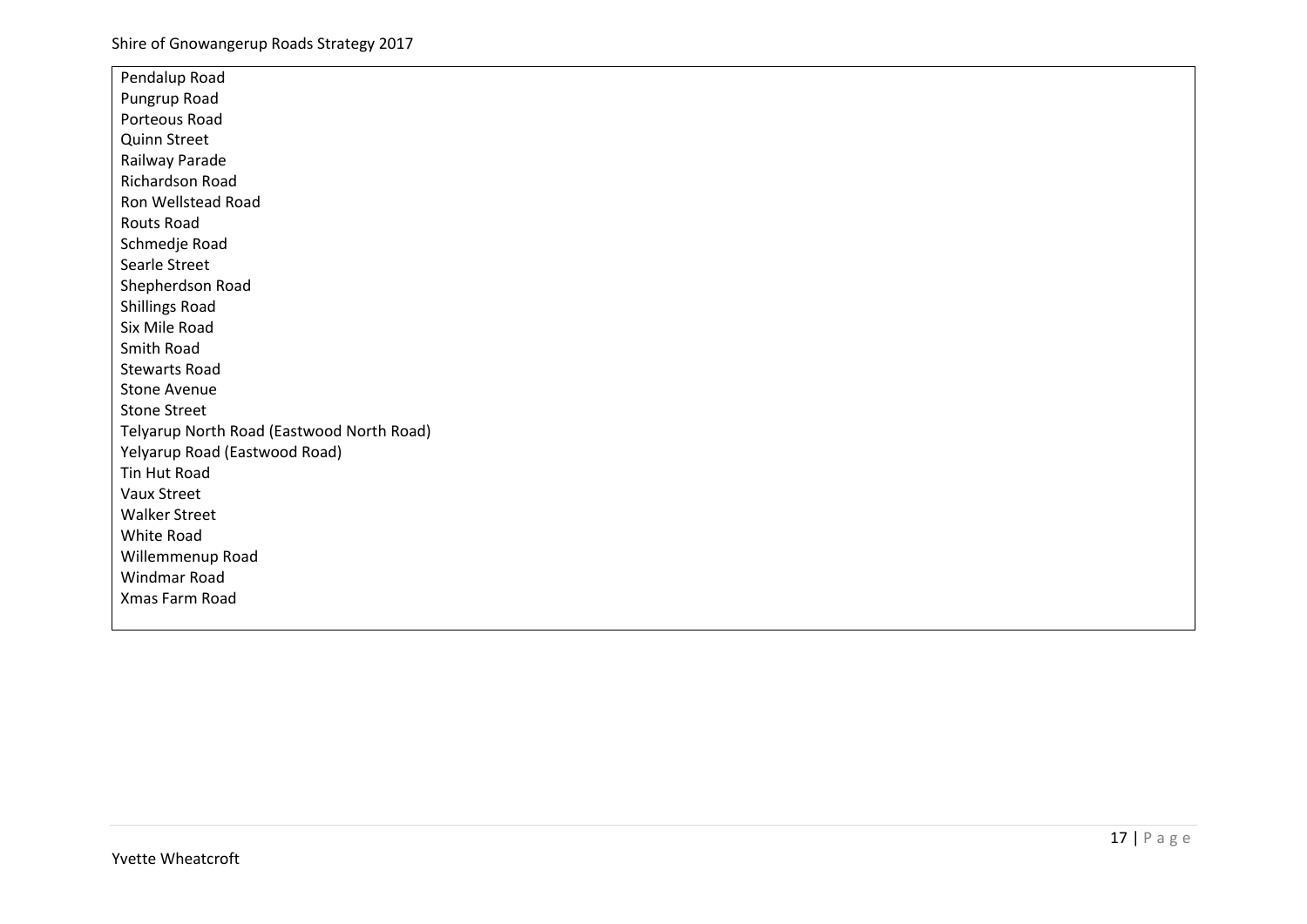Pendalup Road
Pungrup Road
Porteous Road
Quinn Street
Railway Parade
Richardson Road
Ron Wellstead Road
Routs Road
Schmedje Road
Searle Street
Shepherdson Road
Shillings Road
Six Mile Road
Smith Road
Stewarts Road
Stone Avenue
Stone Street
Telyarup North Road (Eastwood North Road)
Yelyarup Road (Eastwood Road)
Tin Hut Road
Vaux Street
Walker Street
White Road
Willemmenup Road
Windmar Road
Xmas Farm Road